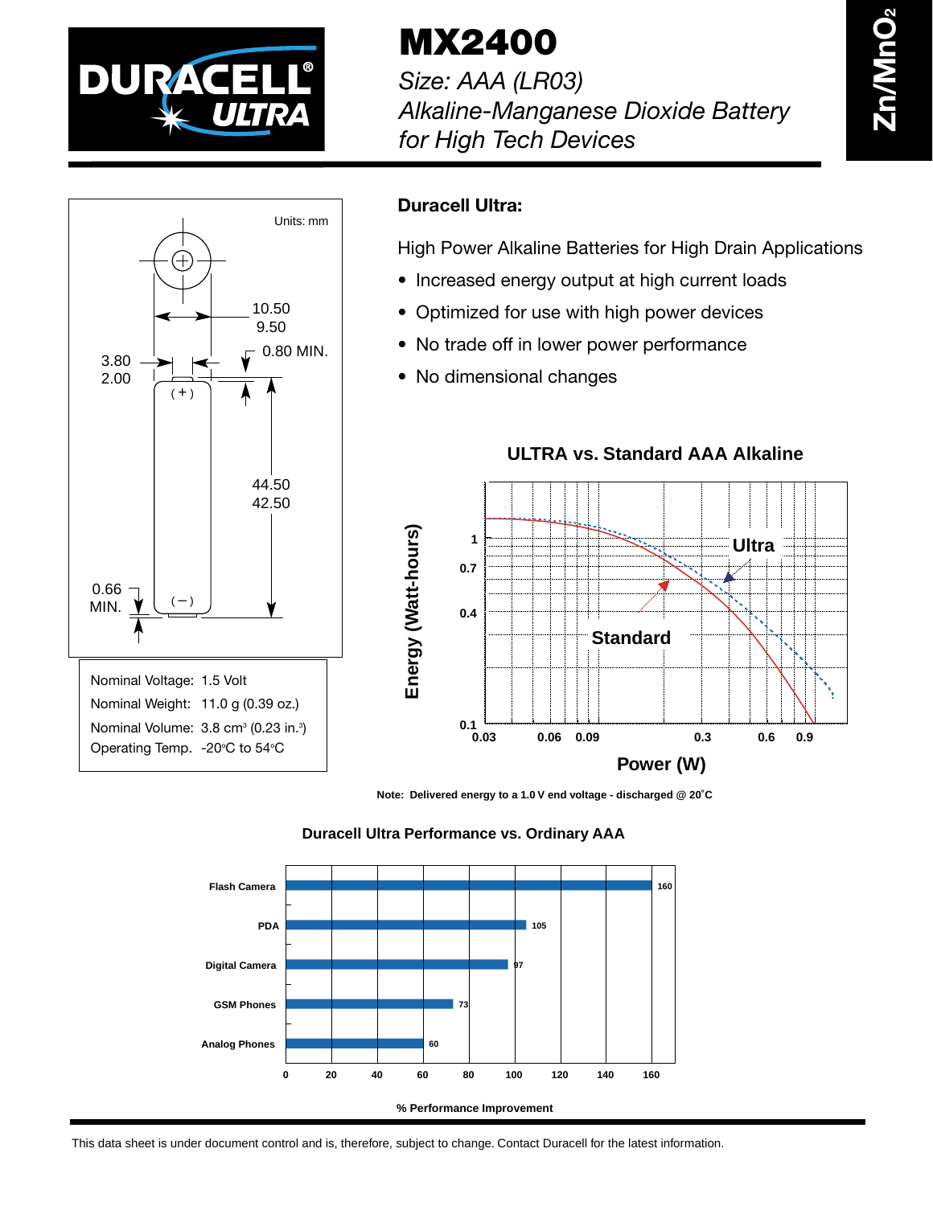# MX2400

*Size: AAA (LR03)*
*Alkaline-Manganese Dioxide Battery for High Tech Devices*

**$Zn/MnO_2$**

Units: mm

10.50 / 9.50

3.80 / 2.00

0.80 MIN.

44.50 / 42.50

0.66 MIN.

(+) (−)

| | |
|---|---|
| Nominal Voltage: | 1.5 Volt |
| Nominal Weight: | 11.0 g (0.39 oz.) |
| Nominal Volume: | 3.8 $cm^3$ (0.23 $in.^3$) |
| Operating Temp. | -20°C to 54°C |

## Duracell Ultra:

High Power Alkaline Batteries for High Drain Applications

- Increased energy output at high current loads
- Optimized for use with high power devices
- No trade off in lower power performance
- No dimensional changes

### ULTRA vs. Standard AAA Alkaline

Energy (Watt-hours): 0.1, 0.4, 0.7, 1

Power (W): 0.03, 0.06, 0.09, 0.3, 0.6, 0.9

Ultra

Standard

Note: Delivered energy to a 1.0 V end voltage - discharged @ 20˚C

### Duracell Ultra Performance vs. Ordinary AAA

| Device | % Performance Improvement |
|---|---|
| Flash Camera | 160 |
| PDA | 105 |
| Digital Camera | 97 |
| GSM Phones | 73 |
| Analog Phones | 60 |

This data sheet is under document control and is, therefore, subject to change. Contact Duracell for the latest information.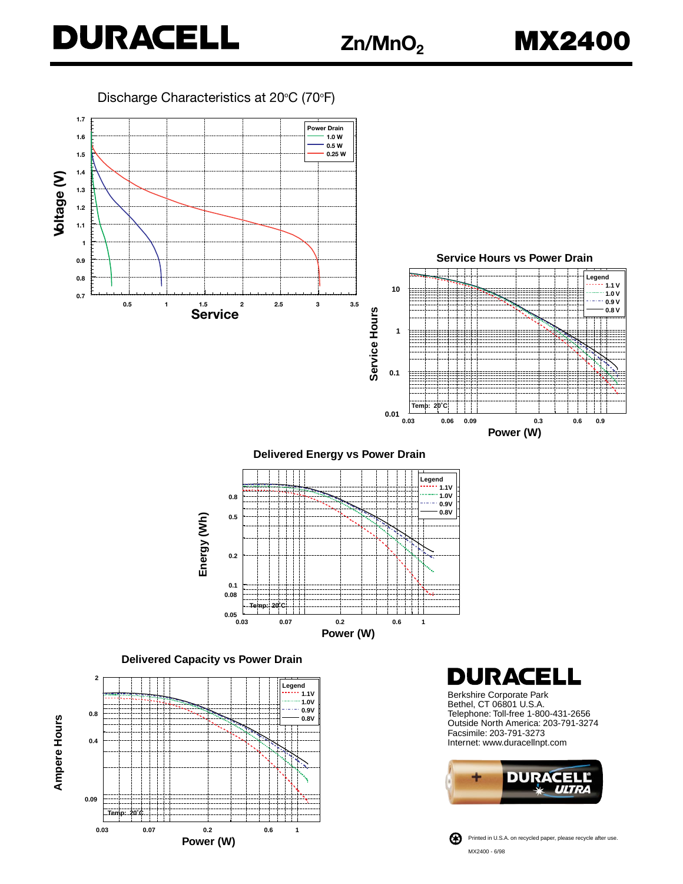**DURACELL** $Zn/MnO_2$ **MX2400**

Discharge Characteristics at 20°C (70°F)

Voltage (V)
1.7
1.6
1.5
1.4
1.3
1.2
1.1
1
0.9
0.8
0.7

0.5 1 1.5 2 2.5 3 3.5
Service

Power Drain
1.0 W
0.5 W
0.25 W

## Service Hours vs Power Drain

Service Hours
10
1
0.1
0.01

0.03 0.06 0.09 0.3 0.6 0.9
Power (W)

Legend
1.1 V
1.0 V
0.9 V
0.8 V

Temp: 20°C

## Delivered Energy vs Power Drain

Energy (Wh)
0.8
0.5
0.2
0.1
0.08
0.05

0.03 0.07 0.2 0.6 1
Power (W)

Legend
1.1V
1.0V
0.9V
0.8V

Temp: 20°C

## Delivered Capacity vs Power Drain

Ampere Hours
2
0.8
0.4
0.09

0.03 0.07 0.2 0.6 1
Power (W)

Legend
1.1V
1.0V
0.9V
0.8V

Temp: 20°C

**DURACELL**

Berkshire Corporate Park
Bethel, CT 06801 U.S.A.
Telephone: Toll-free 1-800-431-2656
Outside North America: 203-791-3274
Facsimile: 203-791-3273
Internet: www.duracellnpt.com

Printed in U.S.A. on recycled paper, please recycle after use.

MX2400 - 6/98